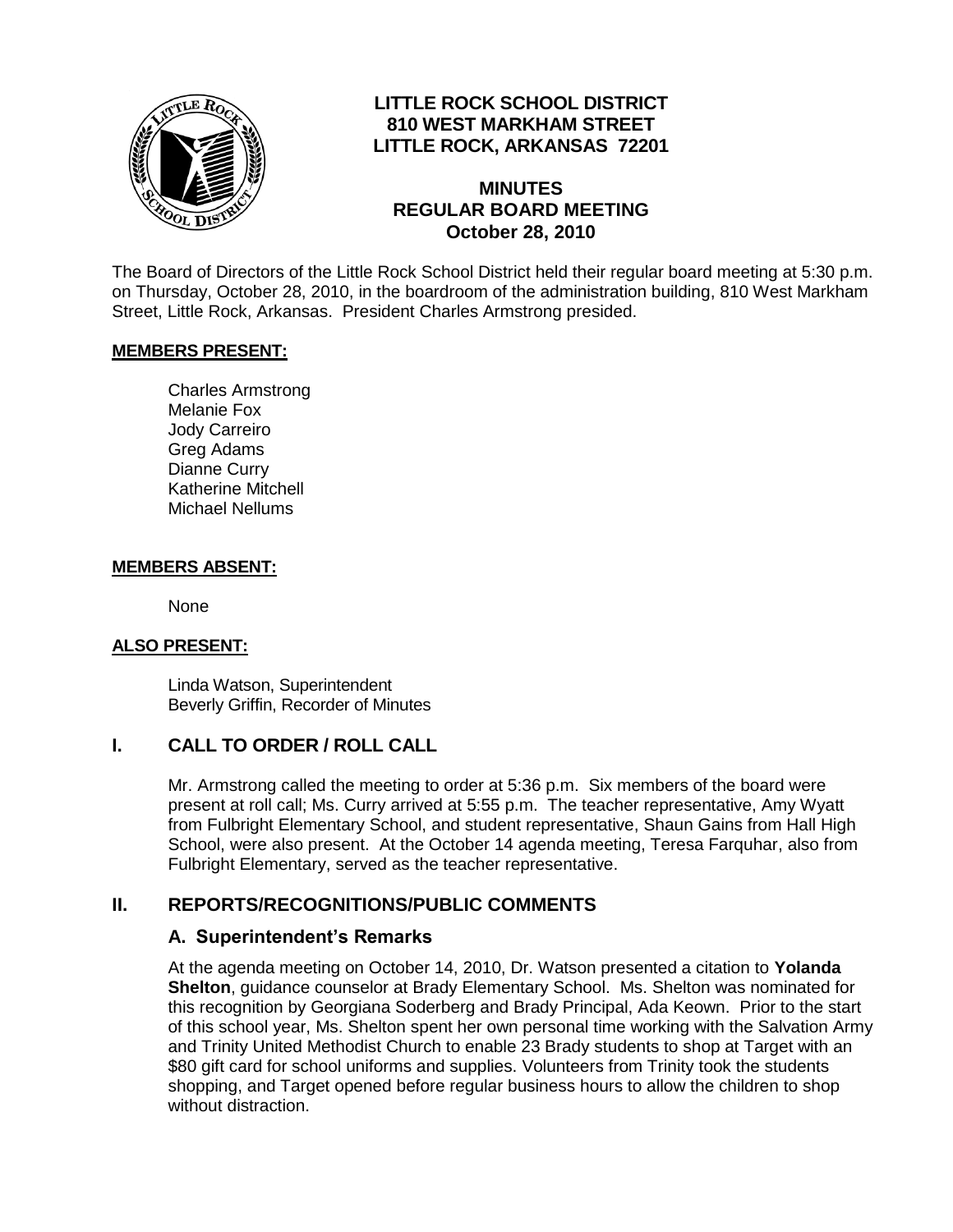# LITTLE ROCK SCHOOL DISTRICT
## 810 WEST MARKHAM STREET
## LITTLE ROCK, ARKANSAS 72201

## MINUTES
## REGULAR BOARD MEETING
## October 28, 2010

The Board of Directors of the Little Rock School District held their regular board meeting at 5:30 p.m. on Thursday, October 28, 2010, in the boardroom of the administration building, 810 West Markham Street, Little Rock, Arkansas. President Charles Armstrong presided.

**MEMBERS PRESENT:**

Charles Armstrong
Melanie Fox
Jody Carreiro
Greg Adams
Dianne Curry
Katherine Mitchell
Michael Nellums

**MEMBERS ABSENT:**

None

**ALSO PRESENT:**

Linda Watson, Superintendent
Beverly Griffin, Recorder of Minutes

## I. CALL TO ORDER / ROLL CALL

Mr. Armstrong called the meeting to order at 5:36 p.m. Six members of the board were present at roll call; Ms. Curry arrived at 5:55 p.m. The teacher representative, Amy Wyatt from Fulbright Elementary School, and student representative, Shaun Gains from Hall High School, were also present. At the October 14 agenda meeting, Teresa Farquhar, also from Fulbright Elementary, served as the teacher representative.

## II. REPORTS/RECOGNITIONS/PUBLIC COMMENTS

### A. Superintendent's Remarks

At the agenda meeting on October 14, 2010, Dr. Watson presented a citation to **Yolanda Shelton**, guidance counselor at Brady Elementary School. Ms. Shelton was nominated for this recognition by Georgiana Soderberg and Brady Principal, Ada Keown. Prior to the start of this school year, Ms. Shelton spent her own personal time working with the Salvation Army and Trinity United Methodist Church to enable 23 Brady students to shop at Target with an $80 gift card for school uniforms and supplies. Volunteers from Trinity took the students shopping, and Target opened before regular business hours to allow the children to shop without distraction.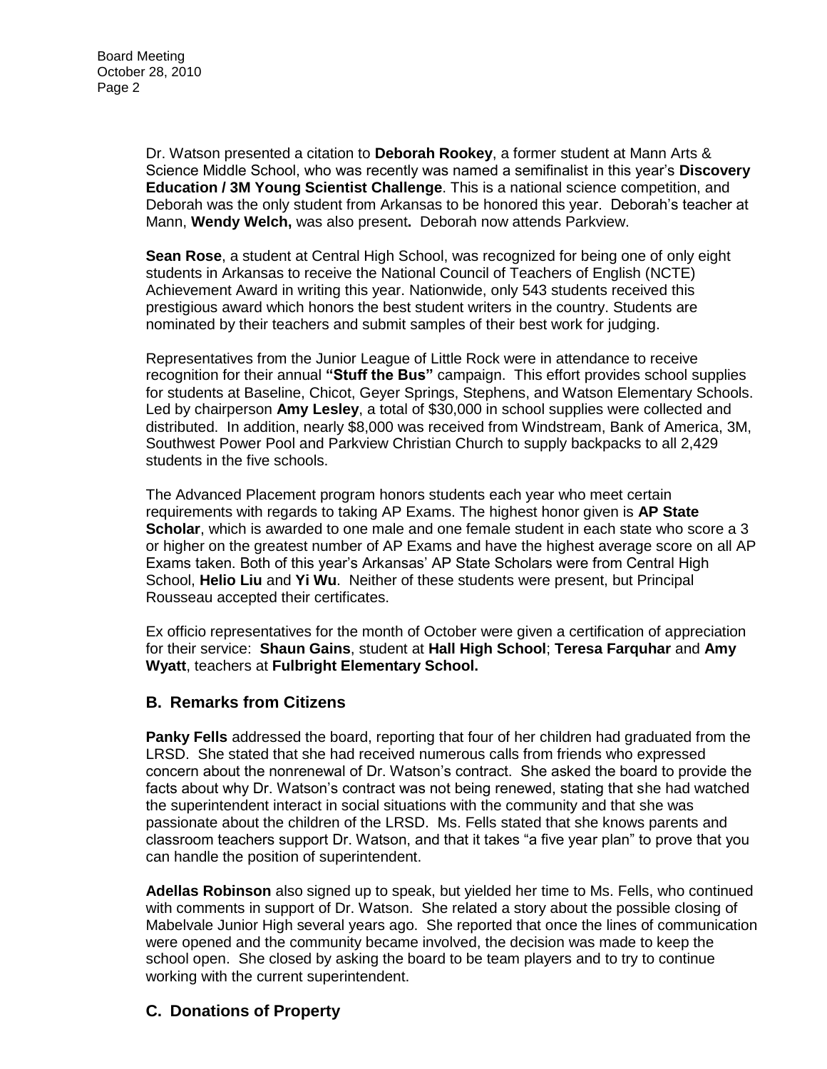Dr. Watson presented a citation to **Deborah Rookey**, a former student at Mann Arts & Science Middle School, who was recently was named a semifinalist in this year's **Discovery Education / 3M Young Scientist Challenge**. This is a national science competition, and Deborah was the only student from Arkansas to be honored this year. Deborah's teacher at Mann, **Wendy Welch,** was also present**.** Deborah now attends Parkview.

**Sean Rose**, a student at Central High School, was recognized for being one of only eight students in Arkansas to receive the National Council of Teachers of English (NCTE) Achievement Award in writing this year. Nationwide, only 543 students received this prestigious award which honors the best student writers in the country. Students are nominated by their teachers and submit samples of their best work for judging.

Representatives from the Junior League of Little Rock were in attendance to receive recognition for their annual **"Stuff the Bus"** campaign. This effort provides school supplies for students at Baseline, Chicot, Geyer Springs, Stephens, and Watson Elementary Schools. Led by chairperson **Amy Lesley**, a total of $30,000 in school supplies were collected and distributed. In addition, nearly $8,000 was received from Windstream, Bank of America, 3M, Southwest Power Pool and Parkview Christian Church to supply backpacks to all 2,429 students in the five schools.

The Advanced Placement program honors students each year who meet certain requirements with regards to taking AP Exams. The highest honor given is **AP State Scholar**, which is awarded to one male and one female student in each state who score a 3 or higher on the greatest number of AP Exams and have the highest average score on all AP Exams taken. Both of this year's Arkansas' AP State Scholars were from Central High School, **Helio Liu** and **Yi Wu**. Neither of these students were present, but Principal Rousseau accepted their certificates.

Ex officio representatives for the month of October were given a certification of appreciation for their service: **Shaun Gains**, student at **Hall High School**; **Teresa Farquhar** and **Amy Wyatt**, teachers at **Fulbright Elementary School.**

## B. Remarks from Citizens

**Panky Fells** addressed the board, reporting that four of her children had graduated from the LRSD. She stated that she had received numerous calls from friends who expressed concern about the nonrenewal of Dr. Watson's contract. She asked the board to provide the facts about why Dr. Watson's contract was not being renewed, stating that she had watched the superintendent interact in social situations with the community and that she was passionate about the children of the LRSD. Ms. Fells stated that she knows parents and classroom teachers support Dr. Watson, and that it takes "a five year plan" to prove that you can handle the position of superintendent.

**Adellas Robinson** also signed up to speak, but yielded her time to Ms. Fells, who continued with comments in support of Dr. Watson. She related a story about the possible closing of Mabelvale Junior High several years ago. She reported that once the lines of communication were opened and the community became involved, the decision was made to keep the school open. She closed by asking the board to be team players and to try to continue working with the current superintendent.

## C. Donations of Property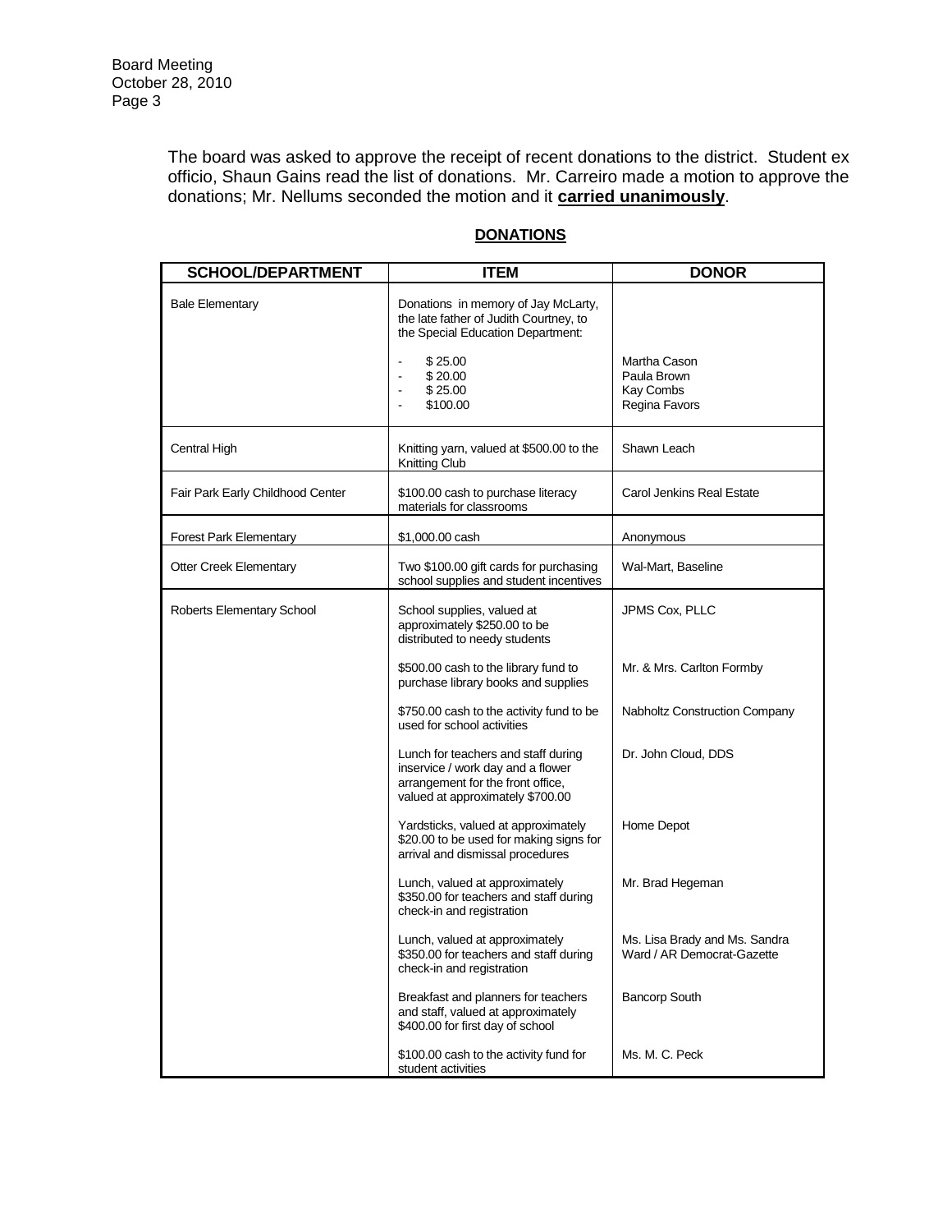The board was asked to approve the receipt of recent donations to the district. Student ex officio, Shaun Gains read the list of donations. Mr. Carreiro made a motion to approve the donations; Mr. Nellums seconded the motion and it **carried unanimously**.

**DONATIONS**

| SCHOOL/DEPARTMENT | ITEM | DONOR |
|---|---|---|
| Bale Elementary | Donations in memory of Jay McLarty, the late father of Judith Courtney, to the Special Education Department: | |
| | - $ 25.00 | Martha Cason |
| | - $ 20.00 | Paula Brown |
| | - $ 25.00 | Kay Combs |
| | - $100.00 | Regina Favors |
| Central High | Knitting yarn, valued at $500.00 to the Knitting Club | Shawn Leach |
| Fair Park Early Childhood Center | $100.00 cash to purchase literacy materials for classrooms | Carol Jenkins Real Estate |
| Forest Park Elementary | $1,000.00 cash | Anonymous |
| Otter Creek Elementary | Two $100.00 gift cards for purchasing school supplies and student incentives | Wal-Mart, Baseline |
| Roberts Elementary School | School supplies, valued at approximately $250.00 to be distributed to needy students | JPMS Cox, PLLC |
| | $500.00 cash to the library fund to purchase library books and supplies | Mr. & Mrs. Carlton Formby |
| | $750.00 cash to the activity fund to be used for school activities | Nabholtz Construction Company |
| | Lunch for teachers and staff during inservice / work day and a flower arrangement for the front office, valued at approximately $700.00 | Dr. John Cloud, DDS |
| | Yardsticks, valued at approximately $20.00 to be used for making signs for arrival and dismissal procedures | Home Depot |
| | Lunch, valued at approximately $350.00 for teachers and staff during check-in and registration | Mr. Brad Hegeman |
| | Lunch, valued at approximately $350.00 for teachers and staff during check-in and registration | Ms. Lisa Brady and Ms. Sandra Ward / AR Democrat-Gazette |
| | Breakfast and planners for teachers and staff, valued at approximately $400.00 for first day of school | Bancorp South |
| | $100.00 cash to the activity fund for student activities | Ms. M. C. Peck |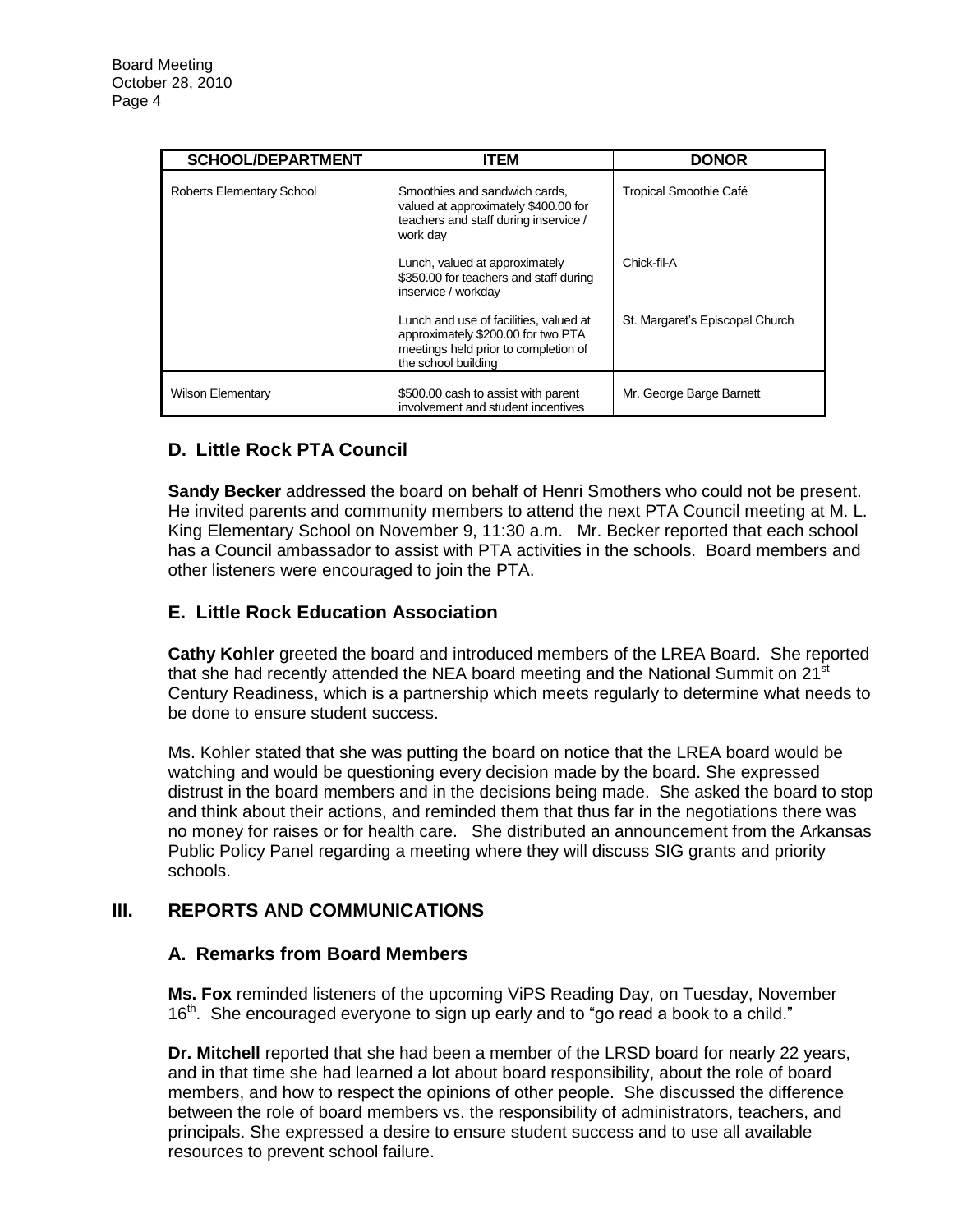| SCHOOL/DEPARTMENT | ITEM | DONOR |
|---|---|---|
| Roberts Elementary School | Smoothies and sandwich cards, valued at approximately $400.00 for teachers and staff during inservice / work day | Tropical Smoothie Café |
| | Lunch, valued at approximately $350.00 for teachers and staff during inservice / workday | Chick-fil-A |
| | Lunch and use of facilities, valued at approximately $200.00 for two PTA meetings held prior to completion of the school building | St. Margaret's Episcopal Church |
| Wilson Elementary | $500.00 cash to assist with parent involvement and student incentives | Mr. George Barge Barnett |

### D. Little Rock PTA Council

**Sandy Becker** addressed the board on behalf of Henri Smothers who could not be present. He invited parents and community members to attend the next PTA Council meeting at M. L. King Elementary School on November 9, 11:30 a.m. Mr. Becker reported that each school has a Council ambassador to assist with PTA activities in the schools. Board members and other listeners were encouraged to join the PTA.

### E. Little Rock Education Association

**Cathy Kohler** greeted the board and introduced members of the LREA Board. She reported that she had recently attended the NEA board meeting and the National Summit on 21st Century Readiness, which is a partnership which meets regularly to determine what needs to be done to ensure student success.

Ms. Kohler stated that she was putting the board on notice that the LREA board would be watching and would be questioning every decision made by the board. She expressed distrust in the board members and in the decisions being made. She asked the board to stop and think about their actions, and reminded them that thus far in the negotiations there was no money for raises or for health care. She distributed an announcement from the Arkansas Public Policy Panel regarding a meeting where they will discuss SIG grants and priority schools.

## III. REPORTS AND COMMUNICATIONS

### A. Remarks from Board Members

**Ms. Fox** reminded listeners of the upcoming ViPS Reading Day, on Tuesday, November 16th. She encouraged everyone to sign up early and to "go read a book to a child."

**Dr. Mitchell** reported that she had been a member of the LRSD board for nearly 22 years, and in that time she had learned a lot about board responsibility, about the role of board members, and how to respect the opinions of other people. She discussed the difference between the role of board members vs. the responsibility of administrators, teachers, and principals. She expressed a desire to ensure student success and to use all available resources to prevent school failure.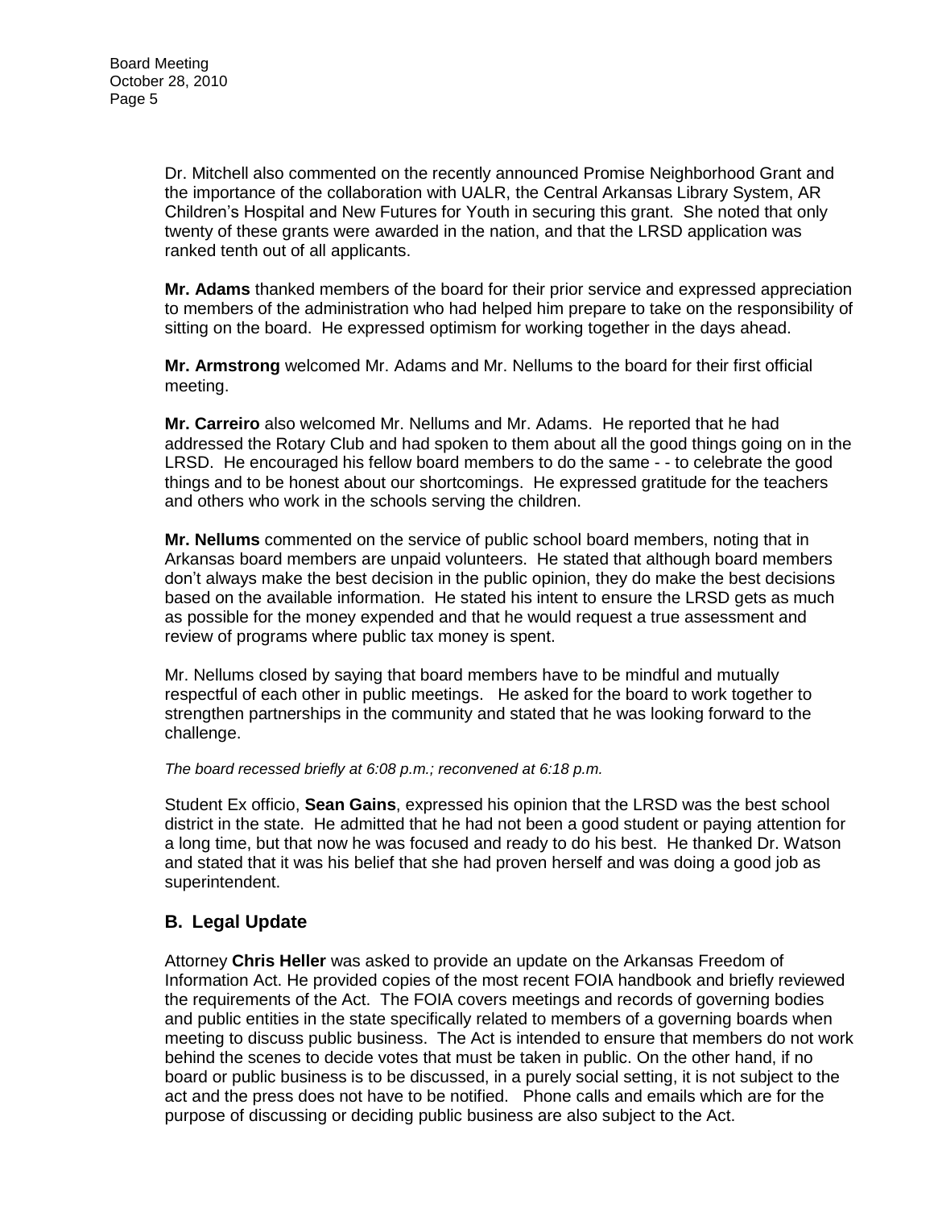Dr. Mitchell also commented on the recently announced Promise Neighborhood Grant and the importance of the collaboration with UALR, the Central Arkansas Library System, AR Children's Hospital and New Futures for Youth in securing this grant. She noted that only twenty of these grants were awarded in the nation, and that the LRSD application was ranked tenth out of all applicants.

**Mr. Adams** thanked members of the board for their prior service and expressed appreciation to members of the administration who had helped him prepare to take on the responsibility of sitting on the board. He expressed optimism for working together in the days ahead.

**Mr. Armstrong** welcomed Mr. Adams and Mr. Nellums to the board for their first official meeting.

**Mr. Carreiro** also welcomed Mr. Nellums and Mr. Adams. He reported that he had addressed the Rotary Club and had spoken to them about all the good things going on in the LRSD. He encouraged his fellow board members to do the same - - to celebrate the good things and to be honest about our shortcomings. He expressed gratitude for the teachers and others who work in the schools serving the children.

**Mr. Nellums** commented on the service of public school board members, noting that in Arkansas board members are unpaid volunteers. He stated that although board members don't always make the best decision in the public opinion, they do make the best decisions based on the available information. He stated his intent to ensure the LRSD gets as much as possible for the money expended and that he would request a true assessment and review of programs where public tax money is spent.

Mr. Nellums closed by saying that board members have to be mindful and mutually respectful of each other in public meetings. He asked for the board to work together to strengthen partnerships in the community and stated that he was looking forward to the challenge.

*The board recessed briefly at 6:08 p.m.; reconvened at 6:18 p.m.*

Student Ex officio, **Sean Gains**, expressed his opinion that the LRSD was the best school district in the state. He admitted that he had not been a good student or paying attention for a long time, but that now he was focused and ready to do his best. He thanked Dr. Watson and stated that it was his belief that she had proven herself and was doing a good job as superintendent.

## B. Legal Update

Attorney **Chris Heller** was asked to provide an update on the Arkansas Freedom of Information Act. He provided copies of the most recent FOIA handbook and briefly reviewed the requirements of the Act. The FOIA covers meetings and records of governing bodies and public entities in the state specifically related to members of a governing boards when meeting to discuss public business. The Act is intended to ensure that members do not work behind the scenes to decide votes that must be taken in public. On the other hand, if no board or public business is to be discussed, in a purely social setting, it is not subject to the act and the press does not have to be notified. Phone calls and emails which are for the purpose of discussing or deciding public business are also subject to the Act.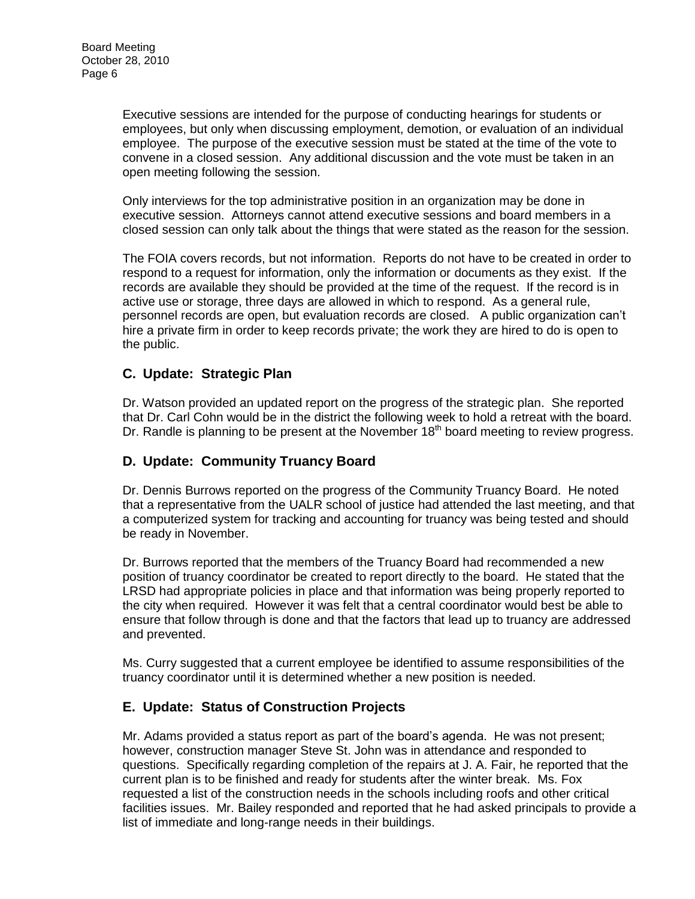Executive sessions are intended for the purpose of conducting hearings for students or employees, but only when discussing employment, demotion, or evaluation of an individual employee. The purpose of the executive session must be stated at the time of the vote to convene in a closed session. Any additional discussion and the vote must be taken in an open meeting following the session.

Only interviews for the top administrative position in an organization may be done in executive session. Attorneys cannot attend executive sessions and board members in a closed session can only talk about the things that were stated as the reason for the session.

The FOIA covers records, but not information. Reports do not have to be created in order to respond to a request for information, only the information or documents as they exist. If the records are available they should be provided at the time of the request. If the record is in active use or storage, three days are allowed in which to respond. As a general rule, personnel records are open, but evaluation records are closed. A public organization can't hire a private firm in order to keep records private; the work they are hired to do is open to the public.

## C. Update: Strategic Plan

Dr. Watson provided an updated report on the progress of the strategic plan. She reported that Dr. Carl Cohn would be in the district the following week to hold a retreat with the board. Dr. Randle is planning to be present at the November 18th board meeting to review progress.

## D. Update: Community Truancy Board

Dr. Dennis Burrows reported on the progress of the Community Truancy Board. He noted that a representative from the UALR school of justice had attended the last meeting, and that a computerized system for tracking and accounting for truancy was being tested and should be ready in November.

Dr. Burrows reported that the members of the Truancy Board had recommended a new position of truancy coordinator be created to report directly to the board. He stated that the LRSD had appropriate policies in place and that information was being properly reported to the city when required. However it was felt that a central coordinator would best be able to ensure that follow through is done and that the factors that lead up to truancy are addressed and prevented.

Ms. Curry suggested that a current employee be identified to assume responsibilities of the truancy coordinator until it is determined whether a new position is needed.

## E. Update: Status of Construction Projects

Mr. Adams provided a status report as part of the board's agenda. He was not present; however, construction manager Steve St. John was in attendance and responded to questions. Specifically regarding completion of the repairs at J. A. Fair, he reported that the current plan is to be finished and ready for students after the winter break. Ms. Fox requested a list of the construction needs in the schools including roofs and other critical facilities issues. Mr. Bailey responded and reported that he had asked principals to provide a list of immediate and long-range needs in their buildings.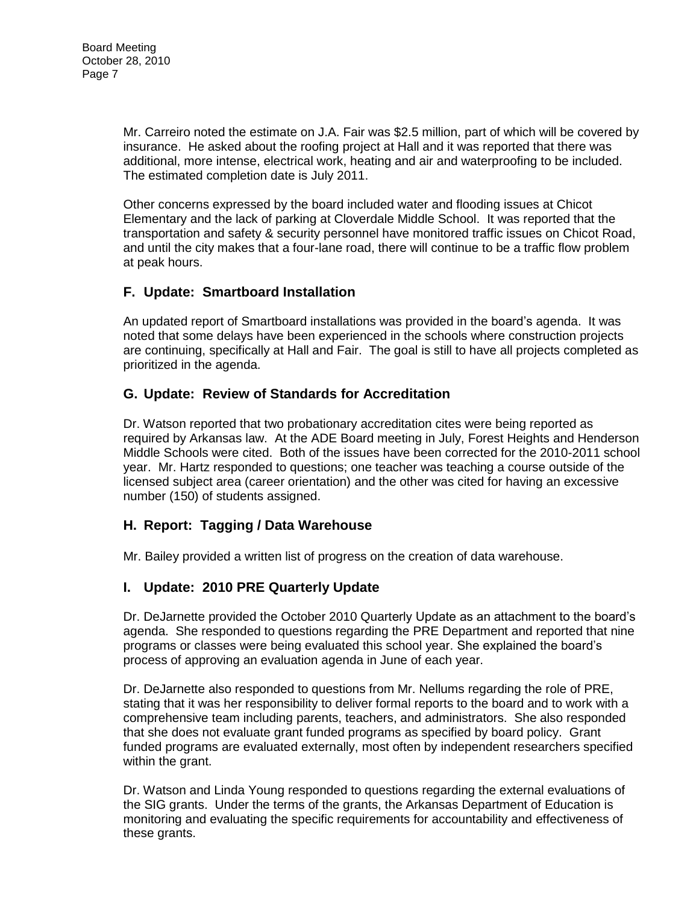Mr. Carreiro noted the estimate on J.A. Fair was $2.5 million, part of which will be covered by insurance. He asked about the roofing project at Hall and it was reported that there was additional, more intense, electrical work, heating and air and waterproofing to be included. The estimated completion date is July 2011.

Other concerns expressed by the board included water and flooding issues at Chicot Elementary and the lack of parking at Cloverdale Middle School. It was reported that the transportation and safety & security personnel have monitored traffic issues on Chicot Road, and until the city makes that a four-lane road, there will continue to be a traffic flow problem at peak hours.

## F. Update: Smartboard Installation

An updated report of Smartboard installations was provided in the board's agenda. It was noted that some delays have been experienced in the schools where construction projects are continuing, specifically at Hall and Fair. The goal is still to have all projects completed as prioritized in the agenda.

## G. Update: Review of Standards for Accreditation

Dr. Watson reported that two probationary accreditation cites were being reported as required by Arkansas law. At the ADE Board meeting in July, Forest Heights and Henderson Middle Schools were cited. Both of the issues have been corrected for the 2010-2011 school year. Mr. Hartz responded to questions; one teacher was teaching a course outside of the licensed subject area (career orientation) and the other was cited for having an excessive number (150) of students assigned.

## H. Report: Tagging / Data Warehouse

Mr. Bailey provided a written list of progress on the creation of data warehouse.

## I. Update: 2010 PRE Quarterly Update

Dr. DeJarnette provided the October 2010 Quarterly Update as an attachment to the board's agenda. She responded to questions regarding the PRE Department and reported that nine programs or classes were being evaluated this school year. She explained the board's process of approving an evaluation agenda in June of each year.

Dr. DeJarnette also responded to questions from Mr. Nellums regarding the role of PRE, stating that it was her responsibility to deliver formal reports to the board and to work with a comprehensive team including parents, teachers, and administrators. She also responded that she does not evaluate grant funded programs as specified by board policy. Grant funded programs are evaluated externally, most often by independent researchers specified within the grant.

Dr. Watson and Linda Young responded to questions regarding the external evaluations of the SIG grants. Under the terms of the grants, the Arkansas Department of Education is monitoring and evaluating the specific requirements for accountability and effectiveness of these grants.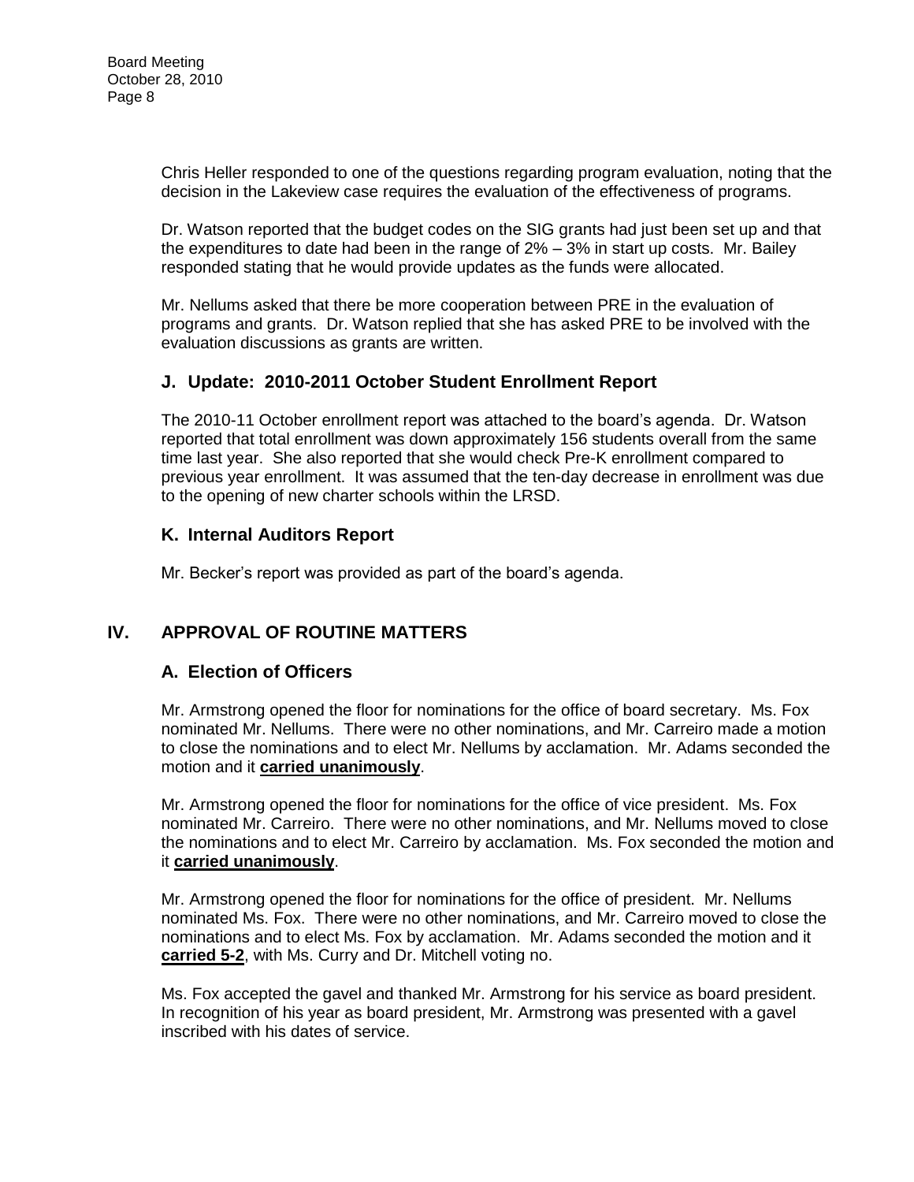Chris Heller responded to one of the questions regarding program evaluation, noting that the decision in the Lakeview case requires the evaluation of the effectiveness of programs.

Dr. Watson reported that the budget codes on the SIG grants had just been set up and that the expenditures to date had been in the range of 2% – 3% in start up costs. Mr. Bailey responded stating that he would provide updates as the funds were allocated.

Mr. Nellums asked that there be more cooperation between PRE in the evaluation of programs and grants. Dr. Watson replied that she has asked PRE to be involved with the evaluation discussions as grants are written.

### J. Update: 2010-2011 October Student Enrollment Report

The 2010-11 October enrollment report was attached to the board's agenda. Dr. Watson reported that total enrollment was down approximately 156 students overall from the same time last year. She also reported that she would check Pre-K enrollment compared to previous year enrollment. It was assumed that the ten-day decrease in enrollment was due to the opening of new charter schools within the LRSD.

### K. Internal Auditors Report

Mr. Becker's report was provided as part of the board's agenda.

## IV. APPROVAL OF ROUTINE MATTERS

### A. Election of Officers

Mr. Armstrong opened the floor for nominations for the office of board secretary. Ms. Fox nominated Mr. Nellums. There were no other nominations, and Mr. Carreiro made a motion to close the nominations and to elect Mr. Nellums by acclamation. Mr. Adams seconded the motion and it **carried unanimously**.

Mr. Armstrong opened the floor for nominations for the office of vice president. Ms. Fox nominated Mr. Carreiro. There were no other nominations, and Mr. Nellums moved to close the nominations and to elect Mr. Carreiro by acclamation. Ms. Fox seconded the motion and it **carried unanimously**.

Mr. Armstrong opened the floor for nominations for the office of president. Mr. Nellums nominated Ms. Fox. There were no other nominations, and Mr. Carreiro moved to close the nominations and to elect Ms. Fox by acclamation. Mr. Adams seconded the motion and it **carried 5-2**, with Ms. Curry and Dr. Mitchell voting no.

Ms. Fox accepted the gavel and thanked Mr. Armstrong for his service as board president. In recognition of his year as board president, Mr. Armstrong was presented with a gavel inscribed with his dates of service.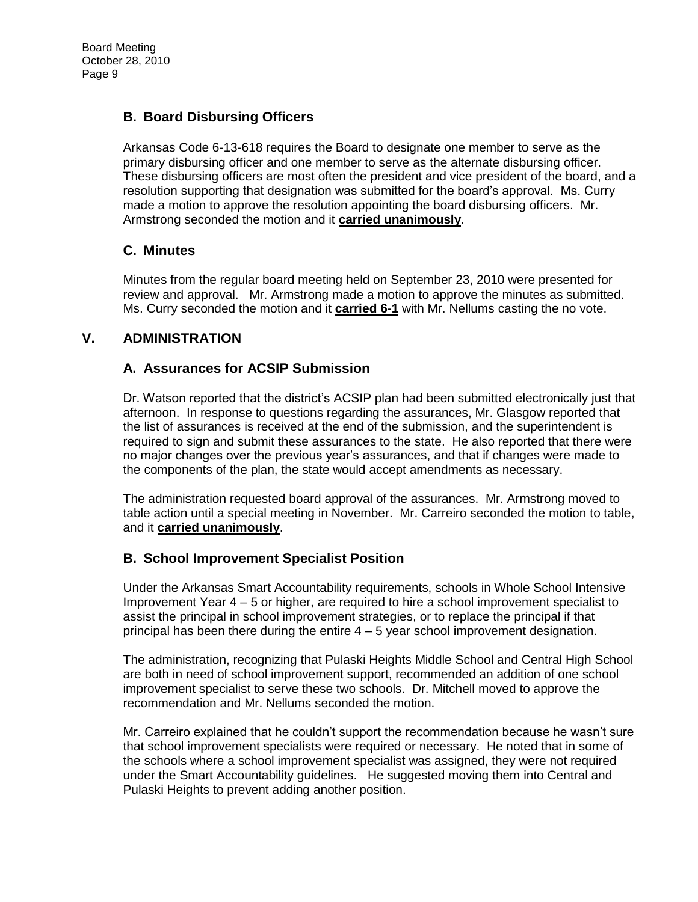### B. Board Disbursing Officers

Arkansas Code 6-13-618 requires the Board to designate one member to serve as the primary disbursing officer and one member to serve as the alternate disbursing officer. These disbursing officers are most often the president and vice president of the board, and a resolution supporting that designation was submitted for the board's approval. Ms. Curry made a motion to approve the resolution appointing the board disbursing officers. Mr. Armstrong seconded the motion and it **carried unanimously**.

### C. Minutes

Minutes from the regular board meeting held on September 23, 2010 were presented for review and approval. Mr. Armstrong made a motion to approve the minutes as submitted. Ms. Curry seconded the motion and it **carried 6-1** with Mr. Nellums casting the no vote.

## V. ADMINISTRATION

### A. Assurances for ACSIP Submission

Dr. Watson reported that the district's ACSIP plan had been submitted electronically just that afternoon. In response to questions regarding the assurances, Mr. Glasgow reported that the list of assurances is received at the end of the submission, and the superintendent is required to sign and submit these assurances to the state. He also reported that there were no major changes over the previous year's assurances, and that if changes were made to the components of the plan, the state would accept amendments as necessary.

The administration requested board approval of the assurances. Mr. Armstrong moved to table action until a special meeting in November. Mr. Carreiro seconded the motion to table, and it **carried unanimously**.

### B. School Improvement Specialist Position

Under the Arkansas Smart Accountability requirements, schools in Whole School Intensive Improvement Year 4 – 5 or higher, are required to hire a school improvement specialist to assist the principal in school improvement strategies, or to replace the principal if that principal has been there during the entire 4 – 5 year school improvement designation.

The administration, recognizing that Pulaski Heights Middle School and Central High School are both in need of school improvement support, recommended an addition of one school improvement specialist to serve these two schools. Dr. Mitchell moved to approve the recommendation and Mr. Nellums seconded the motion.

Mr. Carreiro explained that he couldn't support the recommendation because he wasn't sure that school improvement specialists were required or necessary. He noted that in some of the schools where a school improvement specialist was assigned, they were not required under the Smart Accountability guidelines. He suggested moving them into Central and Pulaski Heights to prevent adding another position.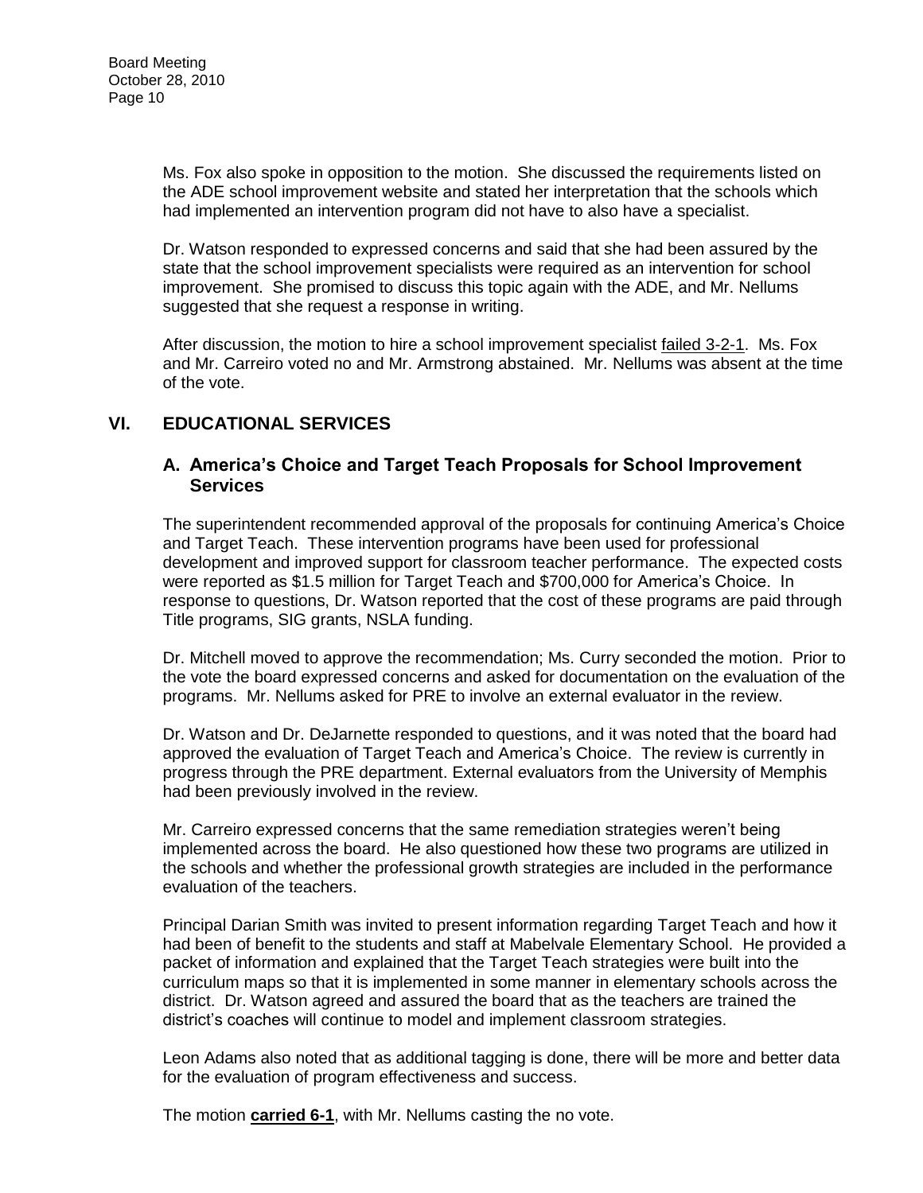Ms. Fox also spoke in opposition to the motion. She discussed the requirements listed on the ADE school improvement website and stated her interpretation that the schools which had implemented an intervention program did not have to also have a specialist.

Dr. Watson responded to expressed concerns and said that she had been assured by the state that the school improvement specialists were required as an intervention for school improvement. She promised to discuss this topic again with the ADE, and Mr. Nellums suggested that she request a response in writing.

After discussion, the motion to hire a school improvement specialist failed 3-2-1. Ms. Fox and Mr. Carreiro voted no and Mr. Armstrong abstained. Mr. Nellums was absent at the time of the vote.

## VI. EDUCATIONAL SERVICES

### A. America's Choice and Target Teach Proposals for School Improvement Services

The superintendent recommended approval of the proposals for continuing America's Choice and Target Teach. These intervention programs have been used for professional development and improved support for classroom teacher performance. The expected costs were reported as $1.5 million for Target Teach and $700,000 for America's Choice. In response to questions, Dr. Watson reported that the cost of these programs are paid through Title programs, SIG grants, NSLA funding.

Dr. Mitchell moved to approve the recommendation; Ms. Curry seconded the motion. Prior to the vote the board expressed concerns and asked for documentation on the evaluation of the programs. Mr. Nellums asked for PRE to involve an external evaluator in the review.

Dr. Watson and Dr. DeJarnette responded to questions, and it was noted that the board had approved the evaluation of Target Teach and America's Choice. The review is currently in progress through the PRE department. External evaluators from the University of Memphis had been previously involved in the review.

Mr. Carreiro expressed concerns that the same remediation strategies weren't being implemented across the board. He also questioned how these two programs are utilized in the schools and whether the professional growth strategies are included in the performance evaluation of the teachers.

Principal Darian Smith was invited to present information regarding Target Teach and how it had been of benefit to the students and staff at Mabelvale Elementary School. He provided a packet of information and explained that the Target Teach strategies were built into the curriculum maps so that it is implemented in some manner in elementary schools across the district. Dr. Watson agreed and assured the board that as the teachers are trained the district's coaches will continue to model and implement classroom strategies.

Leon Adams also noted that as additional tagging is done, there will be more and better data for the evaluation of program effectiveness and success.

The motion **carried 6-1**, with Mr. Nellums casting the no vote.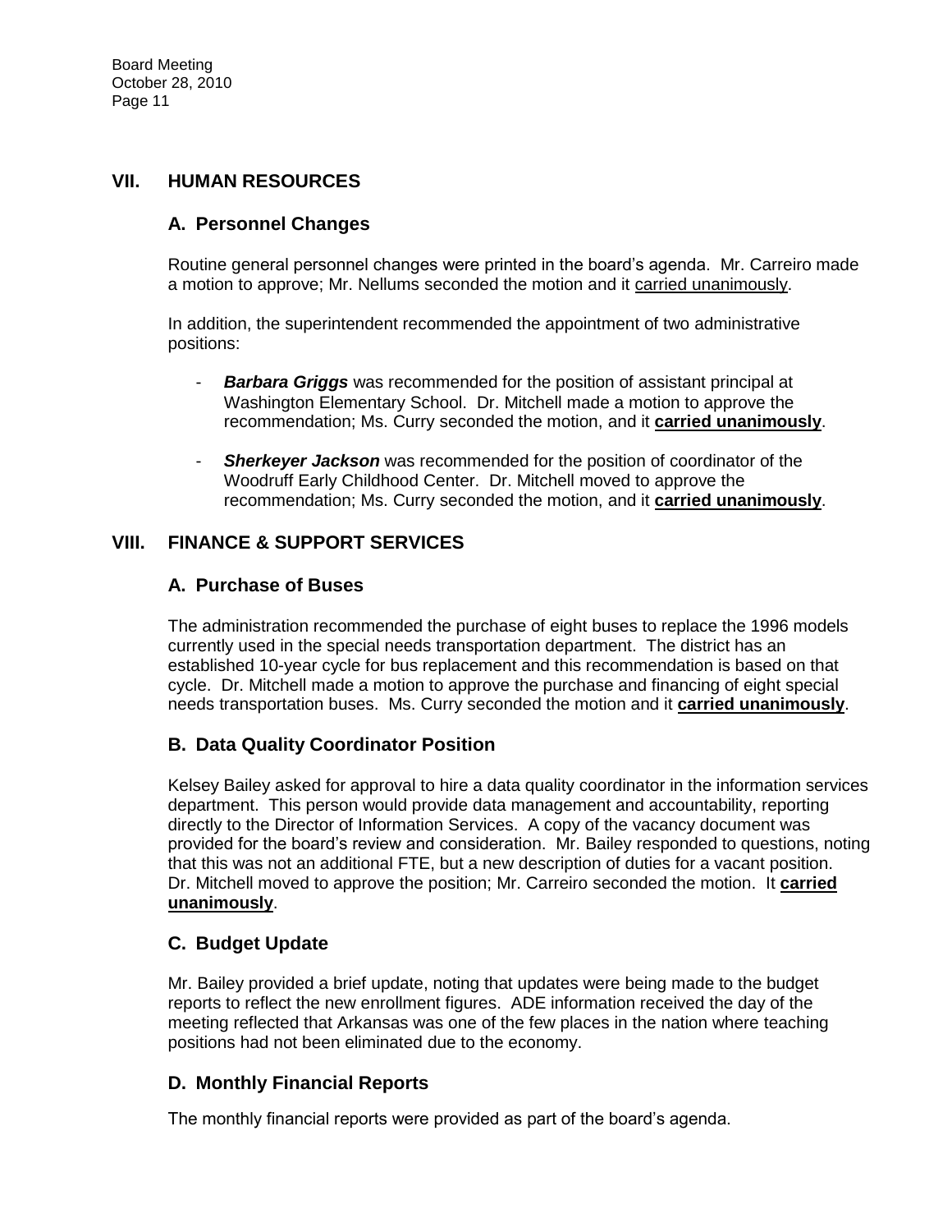## VII. HUMAN RESOURCES

### A. Personnel Changes

Routine general personnel changes were printed in the board's agenda. Mr. Carreiro made a motion to approve; Mr. Nellums seconded the motion and it carried unanimously.

In addition, the superintendent recommended the appointment of two administrative positions:

- ***Barbara Griggs*** was recommended for the position of assistant principal at Washington Elementary School. Dr. Mitchell made a motion to approve the recommendation; Ms. Curry seconded the motion, and it **carried unanimously**.

- ***Sherkeyer Jackson*** was recommended for the position of coordinator of the Woodruff Early Childhood Center. Dr. Mitchell moved to approve the recommendation; Ms. Curry seconded the motion, and it **carried unanimously**.

## VIII. FINANCE & SUPPORT SERVICES

### A. Purchase of Buses

The administration recommended the purchase of eight buses to replace the 1996 models currently used in the special needs transportation department. The district has an established 10-year cycle for bus replacement and this recommendation is based on that cycle. Dr. Mitchell made a motion to approve the purchase and financing of eight special needs transportation buses. Ms. Curry seconded the motion and it **carried unanimously**.

### B. Data Quality Coordinator Position

Kelsey Bailey asked for approval to hire a data quality coordinator in the information services department. This person would provide data management and accountability, reporting directly to the Director of Information Services. A copy of the vacancy document was provided for the board's review and consideration. Mr. Bailey responded to questions, noting that this was not an additional FTE, but a new description of duties for a vacant position. Dr. Mitchell moved to approve the position; Mr. Carreiro seconded the motion. It **carried unanimously**.

### C. Budget Update

Mr. Bailey provided a brief update, noting that updates were being made to the budget reports to reflect the new enrollment figures. ADE information received the day of the meeting reflected that Arkansas was one of the few places in the nation where teaching positions had not been eliminated due to the economy.

### D. Monthly Financial Reports

The monthly financial reports were provided as part of the board's agenda.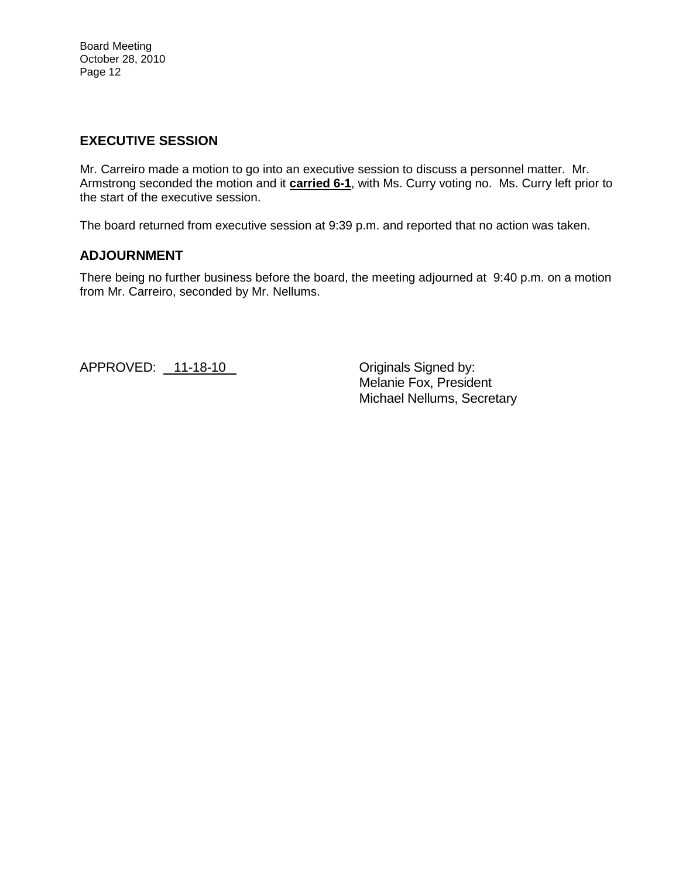## EXECUTIVE SESSION

Mr. Carreiro made a motion to go into an executive session to discuss a personnel matter. Mr. Armstrong seconded the motion and it **carried 6-1**, with Ms. Curry voting no. Ms. Curry left prior to the start of the executive session.

The board returned from executive session at 9:39 p.m. and reported that no action was taken.

## ADJOURNMENT

There being no further business before the board, the meeting adjourned at 9:40 p.m. on a motion from Mr. Carreiro, seconded by Mr. Nellums.

APPROVED: 11-18-10

Originals Signed by:
Melanie Fox, President
Michael Nellums, Secretary